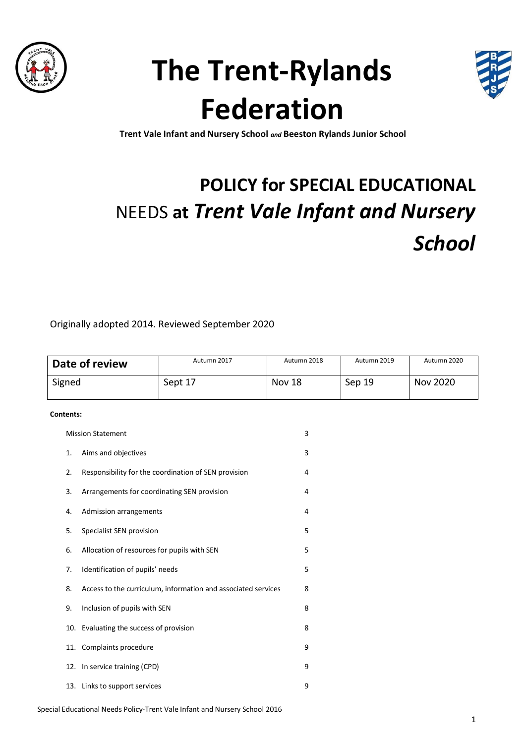# The Trent-Rylands Federation

**Trent Vale Infant and Nursery School** *and* **Beeston Rylands Junior School**

# POLICY for SPECIAL EDUCATIONAL NEEDS at *Trent Vale Infant and Nursery School*

Originally adopted 2014. Reviewed September 2020

| **Date of review** | Autumn 2017 | Autumn 2018 | Autumn 2019 | Autumn 2020 |
|---|---|---|---|---|
| Signed | Sept 17 | Nov 18 | Sep 19 | Nov 2020 |

**Contents:**

| | | |
|---|---|---|
| | Mission Statement | 3 |
| 1. | Aims and objectives | 3 |
| 2. | Responsibility for the coordination of SEN provision | 4 |
| 3. | Arrangements for coordinating SEN provision | 4 |
| 4. | Admission arrangements | 4 |
| 5. | Specialist SEN provision | 5 |
| 6. | Allocation of resources for pupils with SEN | 5 |
| 7. | Identification of pupils' needs | 5 |
| 8. | Access to the curriculum, information and associated services | 8 |
| 9. | Inclusion of pupils with SEN | 8 |
| 10. | Evaluating the success of provision | 8 |
| 11. | Complaints procedure | 9 |
| 12. | In service training (CPD) | 9 |
| 13. | Links to support services | 9 |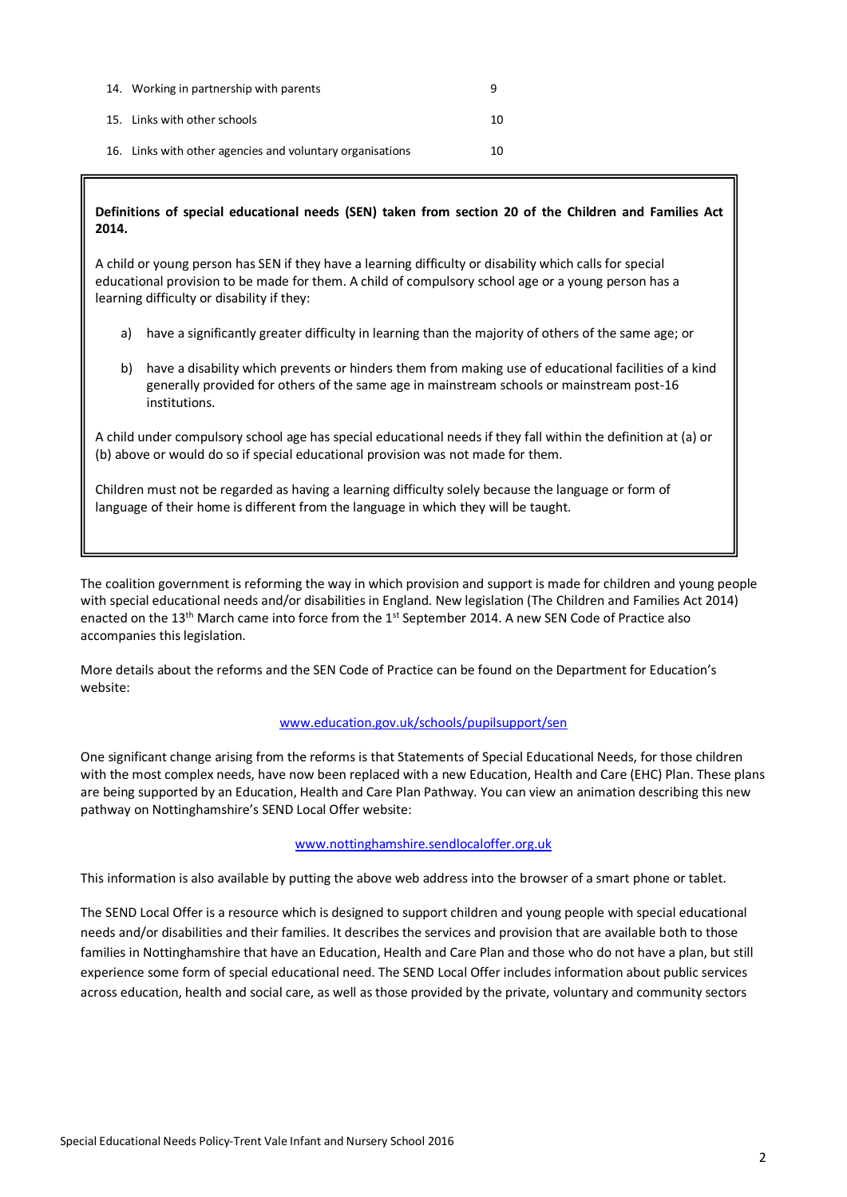| | | |
|---|---|---|
| 14. | Working in partnership with parents | 9 |
| 15. | Links with other schools | 10 |
| 16. | Links with other agencies and voluntary organisations | 10 |

**Definitions of special educational needs (SEN) taken from section 20 of the Children and Families Act 2014.**

A child or young person has SEN if they have a learning difficulty or disability which calls for special educational provision to be made for them. A child of compulsory school age or a young person has a learning difficulty or disability if they:

a) have a significantly greater difficulty in learning than the majority of others of the same age; or

b) have a disability which prevents or hinders them from making use of educational facilities of a kind generally provided for others of the same age in mainstream schools or mainstream post-16 institutions.

A child under compulsory school age has special educational needs if they fall within the definition at (a) or (b) above or would do so if special educational provision was not made for them.

Children must not be regarded as having a learning difficulty solely because the language or form of language of their home is different from the language in which they will be taught.

The coalition government is reforming the way in which provision and support is made for children and young people with special educational needs and/or disabilities in England. New legislation (The Children and Families Act 2014) enacted on the 13th March came into force from the 1st September 2014. A new SEN Code of Practice also accompanies this legislation.

More details about the reforms and the SEN Code of Practice can be found on the Department for Education's website:

www.education.gov.uk/schools/pupilsupport/sen

One significant change arising from the reforms is that Statements of Special Educational Needs, for those children with the most complex needs, have now been replaced with a new Education, Health and Care (EHC) Plan. These plans are being supported by an Education, Health and Care Plan Pathway. You can view an animation describing this new pathway on Nottinghamshire's SEND Local Offer website:

www.nottinghamshire.sendlocaloffer.org.uk

This information is also available by putting the above web address into the browser of a smart phone or tablet.

The SEND Local Offer is a resource which is designed to support children and young people with special educational needs and/or disabilities and their families. It describes the services and provision that are available both to those families in Nottinghamshire that have an Education, Health and Care Plan and those who do not have a plan, but still experience some form of special educational need. The SEND Local Offer includes information about public services across education, health and social care, as well as those provided by the private, voluntary and community sectors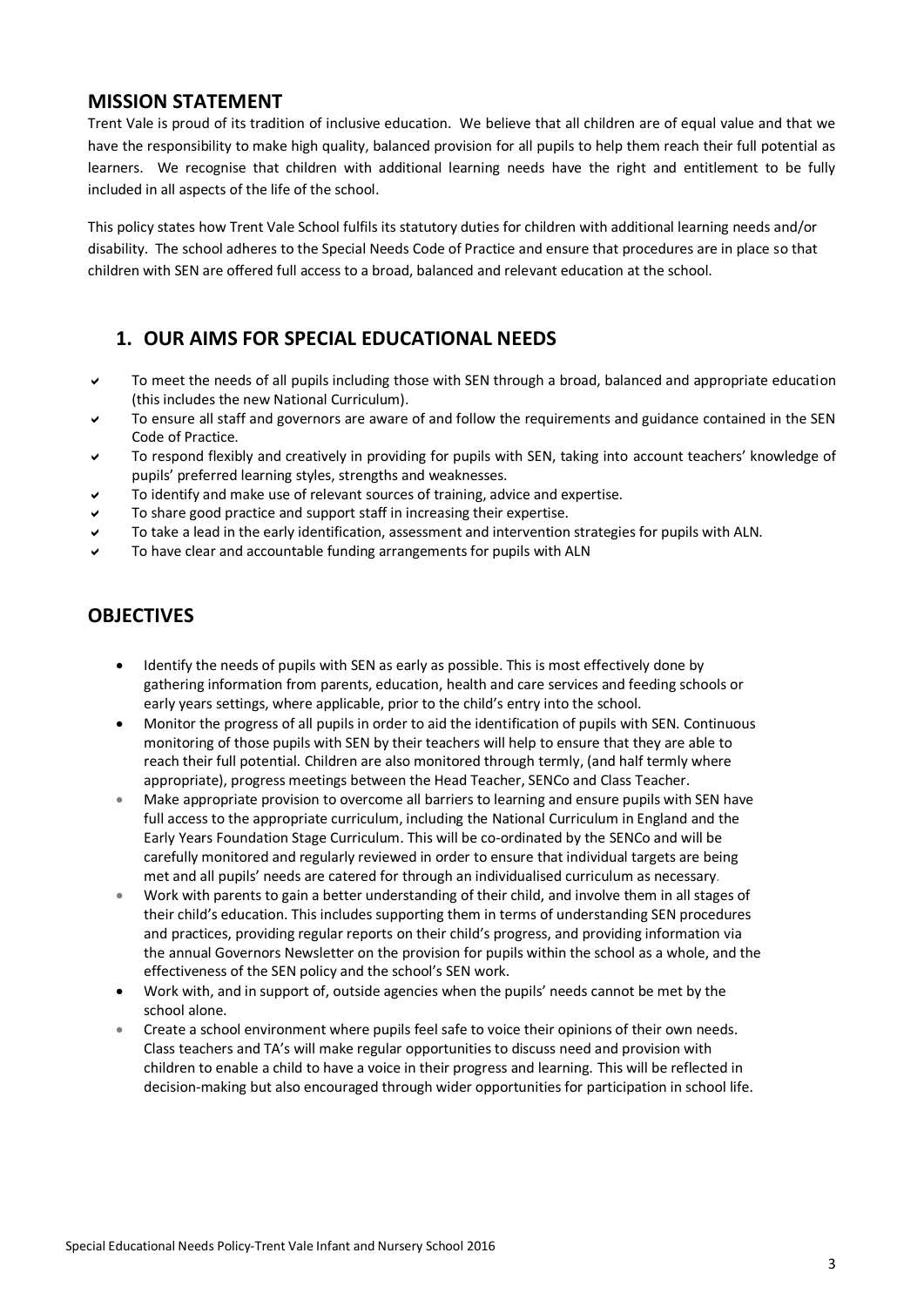## MISSION STATEMENT

Trent Vale is proud of its tradition of inclusive education. We believe that all children are of equal value and that we have the responsibility to make high quality, balanced provision for all pupils to help them reach their full potential as learners. We recognise that children with additional learning needs have the right and entitlement to be fully included in all aspects of the life of the school.

This policy states how Trent Vale School fulfils its statutory duties for children with additional learning needs and/or disability. The school adheres to the Special Needs Code of Practice and ensure that procedures are in place so that children with SEN are offered full access to a broad, balanced and relevant education at the school.

## 1. OUR AIMS FOR SPECIAL EDUCATIONAL NEEDS

- To meet the needs of all pupils including those with SEN through a broad, balanced and appropriate education (this includes the new National Curriculum).
- To ensure all staff and governors are aware of and follow the requirements and guidance contained in the SEN Code of Practice.
- To respond flexibly and creatively in providing for pupils with SEN, taking into account teachers' knowledge of pupils' preferred learning styles, strengths and weaknesses.
- To identify and make use of relevant sources of training, advice and expertise.
- To share good practice and support staff in increasing their expertise.
- To take a lead in the early identification, assessment and intervention strategies for pupils with ALN.
- To have clear and accountable funding arrangements for pupils with ALN

## OBJECTIVES

- Identify the needs of pupils with SEN as early as possible. This is most effectively done by gathering information from parents, education, health and care services and feeding schools or early years settings, where applicable, prior to the child's entry into the school.
- Monitor the progress of all pupils in order to aid the identification of pupils with SEN. Continuous monitoring of those pupils with SEN by their teachers will help to ensure that they are able to reach their full potential. Children are also monitored through termly, (and half termly where appropriate), progress meetings between the Head Teacher, SENCo and Class Teacher.
- Make appropriate provision to overcome all barriers to learning and ensure pupils with SEN have full access to the appropriate curriculum, including the National Curriculum in England and the Early Years Foundation Stage Curriculum. This will be co-ordinated by the SENCo and will be carefully monitored and regularly reviewed in order to ensure that individual targets are being met and all pupils' needs are catered for through an individualised curriculum as necessary.
- Work with parents to gain a better understanding of their child, and involve them in all stages of their child's education. This includes supporting them in terms of understanding SEN procedures and practices, providing regular reports on their child's progress, and providing information via the annual Governors Newsletter on the provision for pupils within the school as a whole, and the effectiveness of the SEN policy and the school's SEN work.
- Work with, and in support of, outside agencies when the pupils' needs cannot be met by the school alone.
- Create a school environment where pupils feel safe to voice their opinions of their own needs. Class teachers and TA's will make regular opportunities to discuss need and provision with children to enable a child to have a voice in their progress and learning. This will be reflected in decision-making but also encouraged through wider opportunities for participation in school life.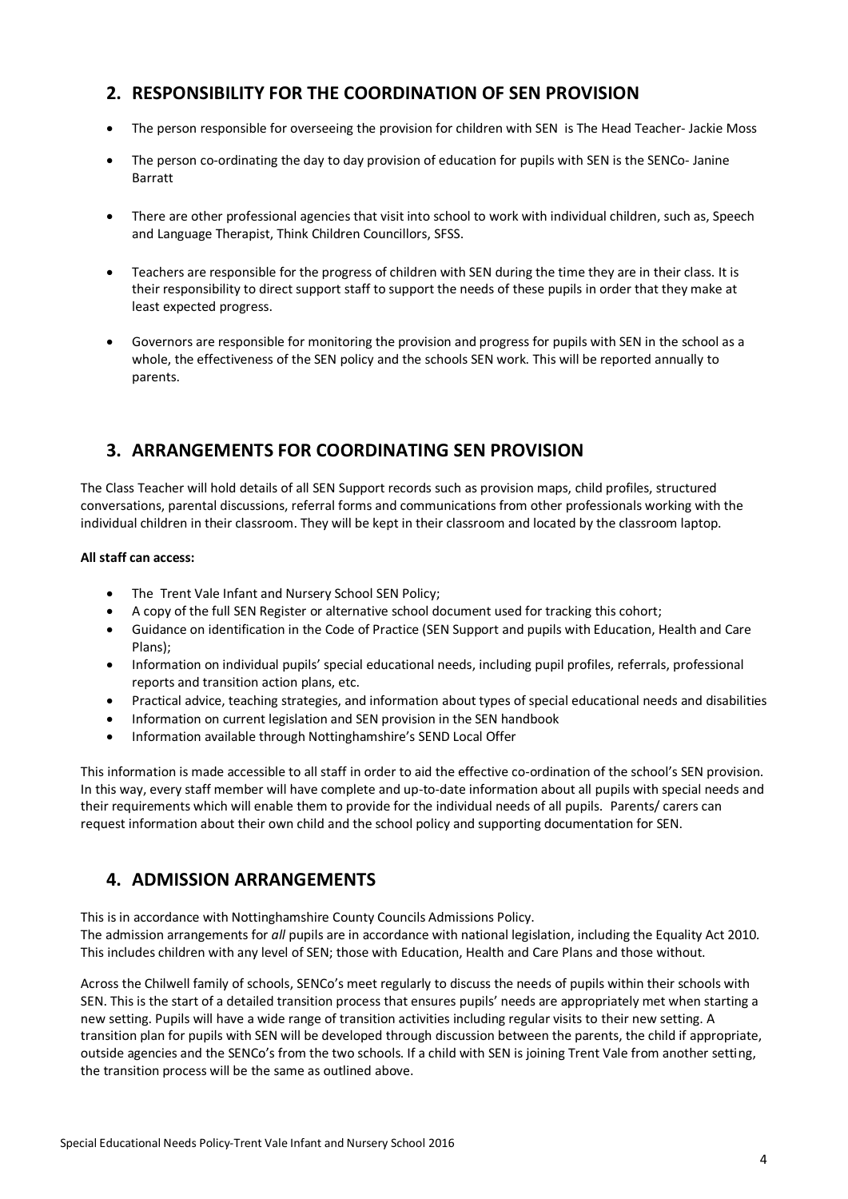## 2. RESPONSIBILITY FOR THE COORDINATION OF SEN PROVISION

- The person responsible for overseeing the provision for children with SEN is The Head Teacher- Jackie Moss
- The person co-ordinating the day to day provision of education for pupils with SEN is the SENCo- Janine Barratt
- There are other professional agencies that visit into school to work with individual children, such as, Speech and Language Therapist, Think Children Councillors, SFSS.
- Teachers are responsible for the progress of children with SEN during the time they are in their class. It is their responsibility to direct support staff to support the needs of these pupils in order that they make at least expected progress.
- Governors are responsible for monitoring the provision and progress for pupils with SEN in the school as a whole, the effectiveness of the SEN policy and the schools SEN work. This will be reported annually to parents.

## 3. ARRANGEMENTS FOR COORDINATING SEN PROVISION

The Class Teacher will hold details of all SEN Support records such as provision maps, child profiles, structured conversations, parental discussions, referral forms and communications from other professionals working with the individual children in their classroom. They will be kept in their classroom and located by the classroom laptop.

**All staff can access:**

- The Trent Vale Infant and Nursery School SEN Policy;
- A copy of the full SEN Register or alternative school document used for tracking this cohort;
- Guidance on identification in the Code of Practice (SEN Support and pupils with Education, Health and Care Plans);
- Information on individual pupils' special educational needs, including pupil profiles, referrals, professional reports and transition action plans, etc.
- Practical advice, teaching strategies, and information about types of special educational needs and disabilities
- Information on current legislation and SEN provision in the SEN handbook
- Information available through Nottinghamshire's SEND Local Offer

This information is made accessible to all staff in order to aid the effective co-ordination of the school's SEN provision. In this way, every staff member will have complete and up-to-date information about all pupils with special needs and their requirements which will enable them to provide for the individual needs of all pupils. Parents/ carers can request information about their own child and the school policy and supporting documentation for SEN.

## 4. ADMISSION ARRANGEMENTS

This is in accordance with Nottinghamshire County Councils Admissions Policy.
The admission arrangements for *all* pupils are in accordance with national legislation, including the Equality Act 2010. This includes children with any level of SEN; those with Education, Health and Care Plans and those without.

Across the Chilwell family of schools, SENCo's meet regularly to discuss the needs of pupils within their schools with SEN. This is the start of a detailed transition process that ensures pupils' needs are appropriately met when starting a new setting. Pupils will have a wide range of transition activities including regular visits to their new setting. A transition plan for pupils with SEN will be developed through discussion between the parents, the child if appropriate, outside agencies and the SENCo's from the two schools. If a child with SEN is joining Trent Vale from another setting, the transition process will be the same as outlined above.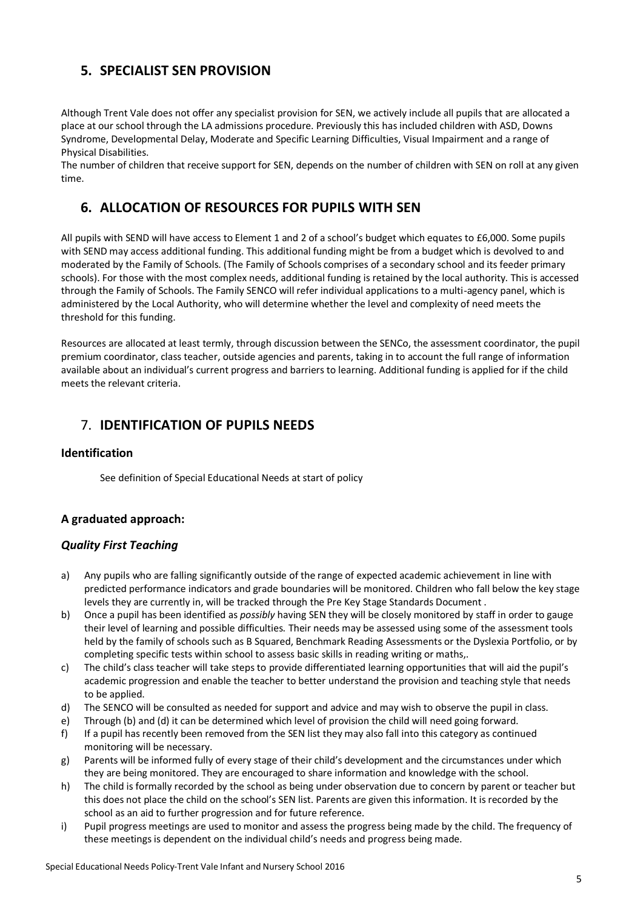## 5. SPECIALIST SEN PROVISION

Although Trent Vale does not offer any specialist provision for SEN, we actively include all pupils that are allocated a place at our school through the LA admissions procedure. Previously this has included children with ASD, Downs Syndrome, Developmental Delay, Moderate and Specific Learning Difficulties, Visual Impairment and a range of Physical Disabilities.

The number of children that receive support for SEN, depends on the number of children with SEN on roll at any given time.

## 6. ALLOCATION OF RESOURCES FOR PUPILS WITH SEN

All pupils with SEND will have access to Element 1 and 2 of a school's budget which equates to £6,000. Some pupils with SEND may access additional funding. This additional funding might be from a budget which is devolved to and moderated by the Family of Schools. (The Family of Schools comprises of a secondary school and its feeder primary schools). For those with the most complex needs, additional funding is retained by the local authority. This is accessed through the Family of Schools. The Family SENCO will refer individual applications to a multi-agency panel, which is administered by the Local Authority, who will determine whether the level and complexity of need meets the threshold for this funding.

Resources are allocated at least termly, through discussion between the SENCo, the assessment coordinator, the pupil premium coordinator, class teacher, outside agencies and parents, taking in to account the full range of information available about an individual's current progress and barriers to learning. Additional funding is applied for if the child meets the relevant criteria.

## 7. **IDENTIFICATION OF PUPILS NEEDS**

### Identification

See definition of Special Educational Needs at start of policy

### A graduated approach:

### *Quality First Teaching*

a) Any pupils who are falling significantly outside of the range of expected academic achievement in line with predicted performance indicators and grade boundaries will be monitored. Children who fall below the key stage levels they are currently in, will be tracked through the Pre Key Stage Standards Document .
b) Once a pupil has been identified as *possibly* having SEN they will be closely monitored by staff in order to gauge their level of learning and possible difficulties. Their needs may be assessed using some of the assessment tools held by the family of schools such as B Squared, Benchmark Reading Assessments or the Dyslexia Portfolio, or by completing specific tests within school to assess basic skills in reading writing or maths,.
c) The child's class teacher will take steps to provide differentiated learning opportunities that will aid the pupil's academic progression and enable the teacher to better understand the provision and teaching style that needs to be applied.
d) The SENCO will be consulted as needed for support and advice and may wish to observe the pupil in class.
e) Through (b) and (d) it can be determined which level of provision the child will need going forward.
f) If a pupil has recently been removed from the SEN list they may also fall into this category as continued monitoring will be necessary.
g) Parents will be informed fully of every stage of their child's development and the circumstances under which they are being monitored. They are encouraged to share information and knowledge with the school.
h) The child is formally recorded by the school as being under observation due to concern by parent or teacher but this does not place the child on the school's SEN list. Parents are given this information. It is recorded by the school as an aid to further progression and for future reference.
i) Pupil progress meetings are used to monitor and assess the progress being made by the child. The frequency of these meetings is dependent on the individual child's needs and progress being made.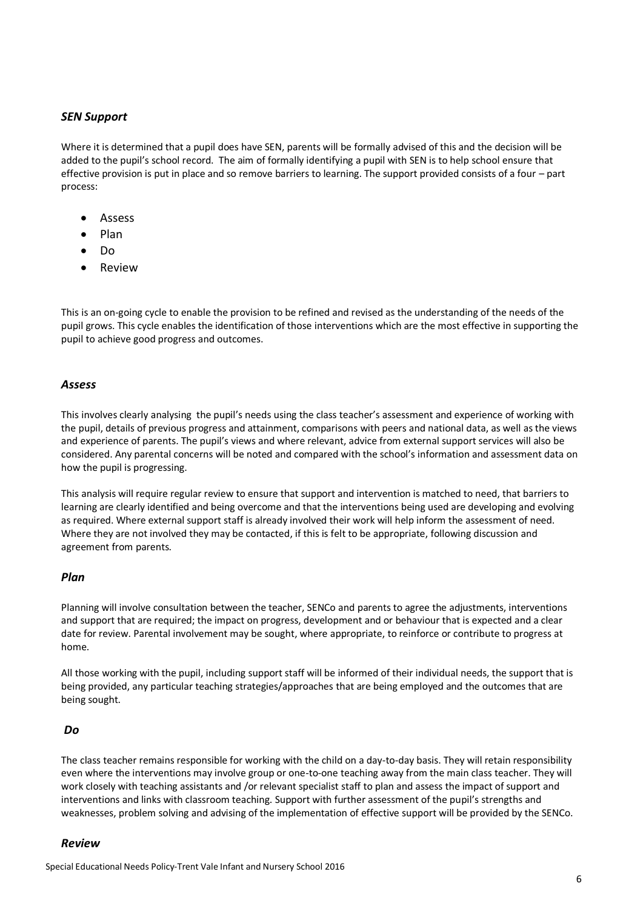### *SEN Support*

Where it is determined that a pupil does have SEN, parents will be formally advised of this and the decision will be added to the pupil's school record. The aim of formally identifying a pupil with SEN is to help school ensure that effective provision is put in place and so remove barriers to learning. The support provided consists of a four – part process:

- Assess
- Plan
- Do
- Review

This is an on-going cycle to enable the provision to be refined and revised as the understanding of the needs of the pupil grows. This cycle enables the identification of those interventions which are the most effective in supporting the pupil to achieve good progress and outcomes.

### *Assess*

This involves clearly analysing the pupil's needs using the class teacher's assessment and experience of working with the pupil, details of previous progress and attainment, comparisons with peers and national data, as well as the views and experience of parents. The pupil's views and where relevant, advice from external support services will also be considered. Any parental concerns will be noted and compared with the school's information and assessment data on how the pupil is progressing.

This analysis will require regular review to ensure that support and intervention is matched to need, that barriers to learning are clearly identified and being overcome and that the interventions being used are developing and evolving as required. Where external support staff is already involved their work will help inform the assessment of need. Where they are not involved they may be contacted, if this is felt to be appropriate, following discussion and agreement from parents.

### *Plan*

Planning will involve consultation between the teacher, SENCo and parents to agree the adjustments, interventions and support that are required; the impact on progress, development and or behaviour that is expected and a clear date for review. Parental involvement may be sought, where appropriate, to reinforce or contribute to progress at home.

All those working with the pupil, including support staff will be informed of their individual needs, the support that is being provided, any particular teaching strategies/approaches that are being employed and the outcomes that are being sought.

### *Do*

The class teacher remains responsible for working with the child on a day-to-day basis. They will retain responsibility even where the interventions may involve group or one-to-one teaching away from the main class teacher. They will work closely with teaching assistants and /or relevant specialist staff to plan and assess the impact of support and interventions and links with classroom teaching. Support with further assessment of the pupil's strengths and weaknesses, problem solving and advising of the implementation of effective support will be provided by the SENCo.

### *Review*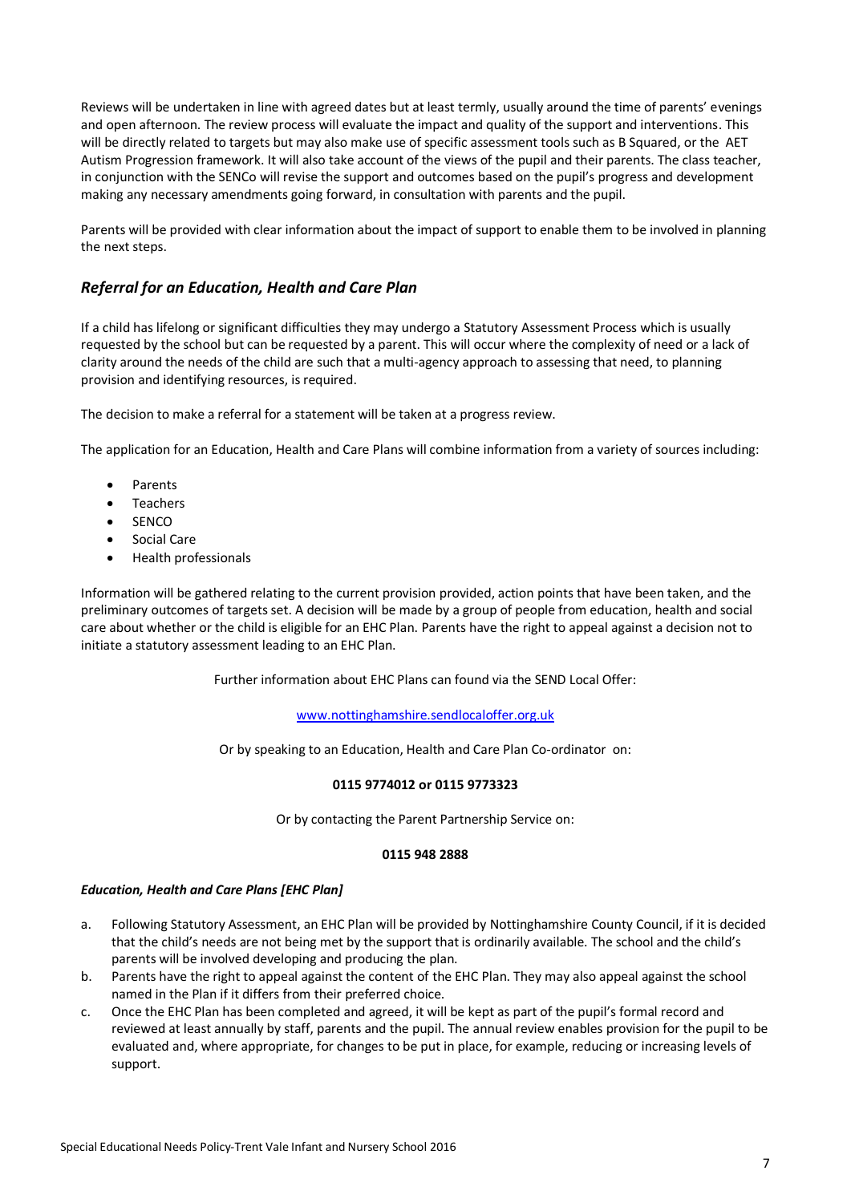Reviews will be undertaken in line with agreed dates but at least termly, usually around the time of parents' evenings and open afternoon. The review process will evaluate the impact and quality of the support and interventions. This will be directly related to targets but may also make use of specific assessment tools such as B Squared, or the AET Autism Progression framework. It will also take account of the views of the pupil and their parents. The class teacher, in conjunction with the SENCo will revise the support and outcomes based on the pupil's progress and development making any necessary amendments going forward, in consultation with parents and the pupil.

Parents will be provided with clear information about the impact of support to enable them to be involved in planning the next steps.

## *Referral for an Education, Health and Care Plan*

If a child has lifelong or significant difficulties they may undergo a Statutory Assessment Process which is usually requested by the school but can be requested by a parent. This will occur where the complexity of need or a lack of clarity around the needs of the child are such that a multi-agency approach to assessing that need, to planning provision and identifying resources, is required.

The decision to make a referral for a statement will be taken at a progress review.

The application for an Education, Health and Care Plans will combine information from a variety of sources including:

- Parents
- Teachers
- SENCO
- Social Care
- Health professionals

Information will be gathered relating to the current provision provided, action points that have been taken, and the preliminary outcomes of targets set. A decision will be made by a group of people from education, health and social care about whether or the child is eligible for an EHC Plan. Parents have the right to appeal against a decision not to initiate a statutory assessment leading to an EHC Plan.

Further information about EHC Plans can found via the SEND Local Offer:

www.nottinghamshire.sendlocaloffer.org.uk

Or by speaking to an Education, Health and Care Plan Co-ordinator on:

**0115 9774012 or 0115 9773323**

Or by contacting the Parent Partnership Service on:

**0115 948 2888**

#### ***Education, Health and Care Plans [EHC Plan]***

a. Following Statutory Assessment, an EHC Plan will be provided by Nottinghamshire County Council, if it is decided that the child's needs are not being met by the support that is ordinarily available. The school and the child's parents will be involved developing and producing the plan.
b. Parents have the right to appeal against the content of the EHC Plan. They may also appeal against the school named in the Plan if it differs from their preferred choice.
c. Once the EHC Plan has been completed and agreed, it will be kept as part of the pupil's formal record and reviewed at least annually by staff, parents and the pupil. The annual review enables provision for the pupil to be evaluated and, where appropriate, for changes to be put in place, for example, reducing or increasing levels of support.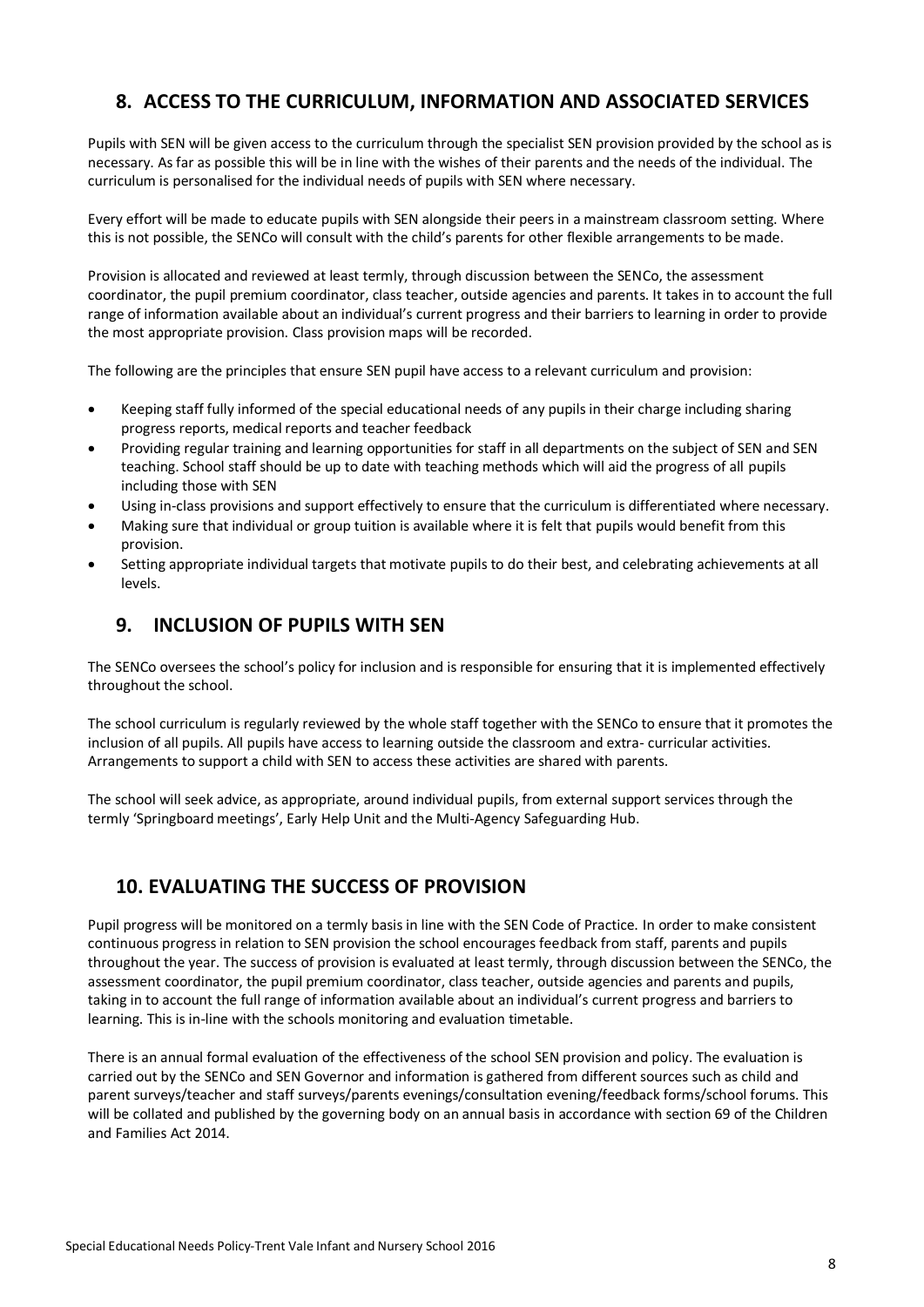## 8. ACCESS TO THE CURRICULUM, INFORMATION AND ASSOCIATED SERVICES

Pupils with SEN will be given access to the curriculum through the specialist SEN provision provided by the school as is necessary. As far as possible this will be in line with the wishes of their parents and the needs of the individual. The curriculum is personalised for the individual needs of pupils with SEN where necessary.

Every effort will be made to educate pupils with SEN alongside their peers in a mainstream classroom setting. Where this is not possible, the SENCo will consult with the child's parents for other flexible arrangements to be made.

Provision is allocated and reviewed at least termly, through discussion between the SENCo, the assessment coordinator, the pupil premium coordinator, class teacher, outside agencies and parents. It takes in to account the full range of information available about an individual's current progress and their barriers to learning in order to provide the most appropriate provision. Class provision maps will be recorded.

The following are the principles that ensure SEN pupil have access to a relevant curriculum and provision:

- Keeping staff fully informed of the special educational needs of any pupils in their charge including sharing progress reports, medical reports and teacher feedback
- Providing regular training and learning opportunities for staff in all departments on the subject of SEN and SEN teaching. School staff should be up to date with teaching methods which will aid the progress of all pupils including those with SEN
- Using in-class provisions and support effectively to ensure that the curriculum is differentiated where necessary.
- Making sure that individual or group tuition is available where it is felt that pupils would benefit from this provision.
- Setting appropriate individual targets that motivate pupils to do their best, and celebrating achievements at all levels.

## 9. INCLUSION OF PUPILS WITH SEN

The SENCo oversees the school's policy for inclusion and is responsible for ensuring that it is implemented effectively throughout the school.

The school curriculum is regularly reviewed by the whole staff together with the SENCo to ensure that it promotes the inclusion of all pupils. All pupils have access to learning outside the classroom and extra- curricular activities. Arrangements to support a child with SEN to access these activities are shared with parents.

The school will seek advice, as appropriate, around individual pupils, from external support services through the termly 'Springboard meetings', Early Help Unit and the Multi-Agency Safeguarding Hub.

## 10. EVALUATING THE SUCCESS OF PROVISION

Pupil progress will be monitored on a termly basis in line with the SEN Code of Practice. In order to make consistent continuous progress in relation to SEN provision the school encourages feedback from staff, parents and pupils throughout the year. The success of provision is evaluated at least termly, through discussion between the SENCo, the assessment coordinator, the pupil premium coordinator, class teacher, outside agencies and parents and pupils, taking in to account the full range of information available about an individual's current progress and barriers to learning. This is in-line with the schools monitoring and evaluation timetable.

There is an annual formal evaluation of the effectiveness of the school SEN provision and policy. The evaluation is carried out by the SENCo and SEN Governor and information is gathered from different sources such as child and parent surveys/teacher and staff surveys/parents evenings/consultation evening/feedback forms/school forums. This will be collated and published by the governing body on an annual basis in accordance with section 69 of the Children and Families Act 2014.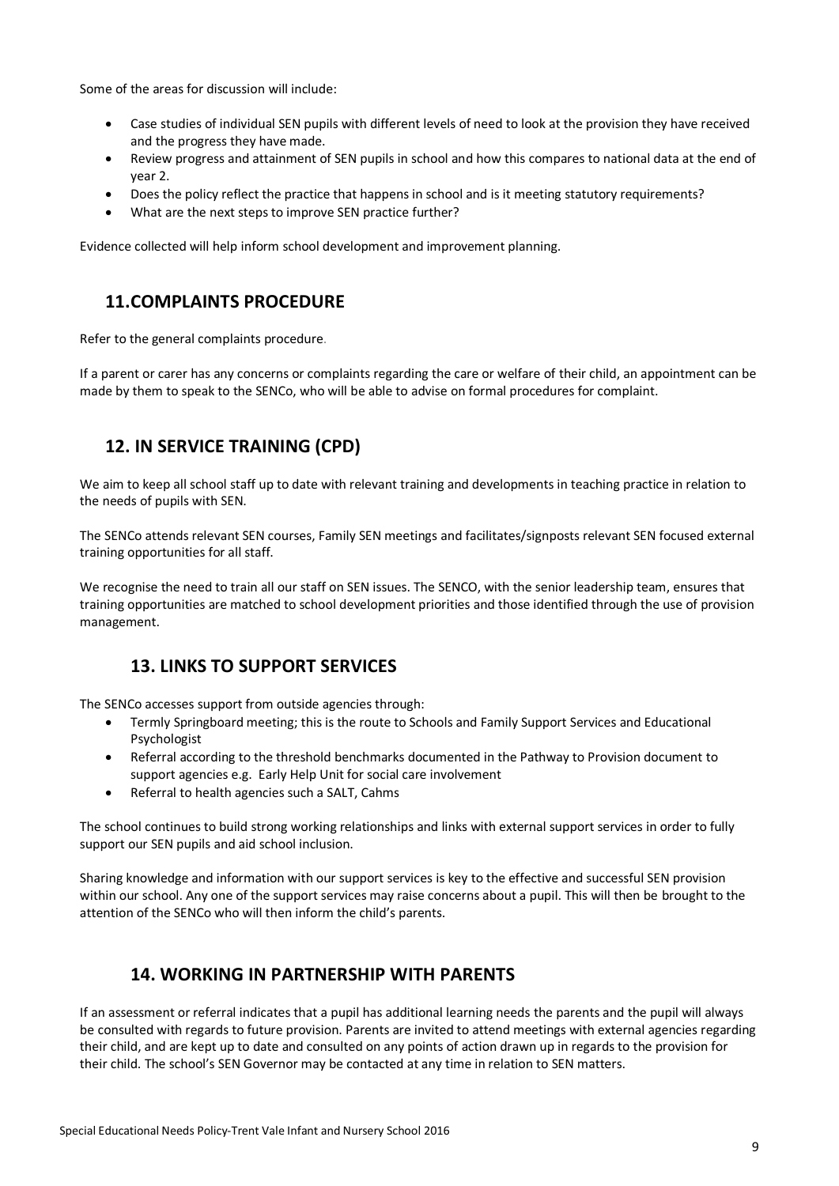Some of the areas for discussion will include:

- Case studies of individual SEN pupils with different levels of need to look at the provision they have received and the progress they have made.
- Review progress and attainment of SEN pupils in school and how this compares to national data at the end of year 2.
- Does the policy reflect the practice that happens in school and is it meeting statutory requirements?
- What are the next steps to improve SEN practice further?

Evidence collected will help inform school development and improvement planning.

## 11.COMPLAINTS PROCEDURE

Refer to the general complaints procedure.

If a parent or carer has any concerns or complaints regarding the care or welfare of their child, an appointment can be made by them to speak to the SENCo, who will be able to advise on formal procedures for complaint.

## 12. IN SERVICE TRAINING (CPD)

We aim to keep all school staff up to date with relevant training and developments in teaching practice in relation to the needs of pupils with SEN.

The SENCo attends relevant SEN courses, Family SEN meetings and facilitates/signposts relevant SEN focused external training opportunities for all staff.

We recognise the need to train all our staff on SEN issues. The SENCO, with the senior leadership team, ensures that training opportunities are matched to school development priorities and those identified through the use of provision management.

## 13. LINKS TO SUPPORT SERVICES

The SENCo accesses support from outside agencies through:

- Termly Springboard meeting; this is the route to Schools and Family Support Services and Educational Psychologist
- Referral according to the threshold benchmarks documented in the Pathway to Provision document to support agencies e.g. Early Help Unit for social care involvement
- Referral to health agencies such a SALT, Cahms

The school continues to build strong working relationships and links with external support services in order to fully support our SEN pupils and aid school inclusion.

Sharing knowledge and information with our support services is key to the effective and successful SEN provision within our school. Any one of the support services may raise concerns about a pupil. This will then be brought to the attention of the SENCo who will then inform the child's parents.

## 14. WORKING IN PARTNERSHIP WITH PARENTS

If an assessment or referral indicates that a pupil has additional learning needs the parents and the pupil will always be consulted with regards to future provision. Parents are invited to attend meetings with external agencies regarding their child, and are kept up to date and consulted on any points of action drawn up in regards to the provision for their child. The school's SEN Governor may be contacted at any time in relation to SEN matters.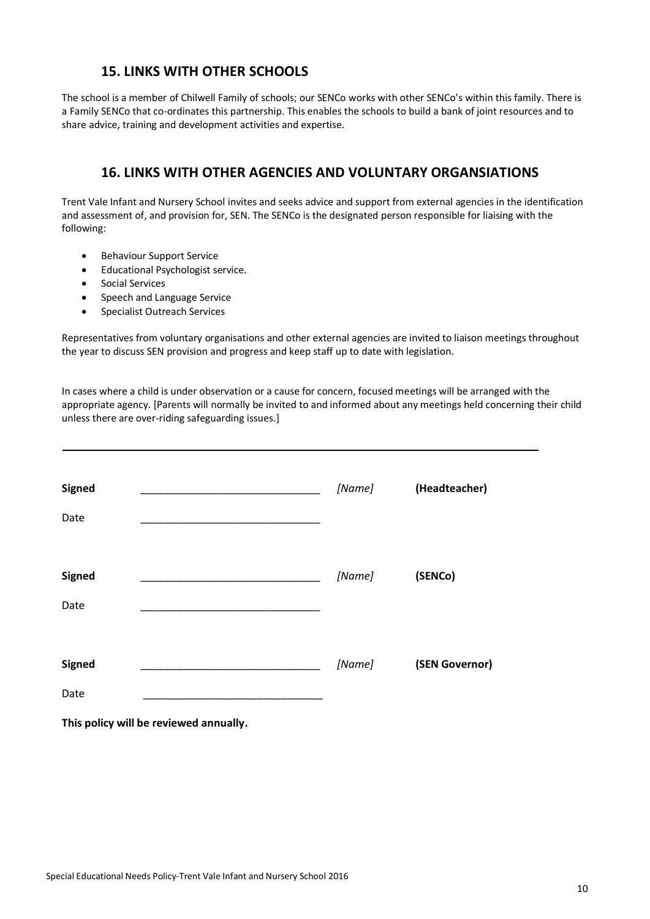## 15. LINKS WITH OTHER SCHOOLS

The school is a member of Chilwell Family of schools; our SENCo works with other SENCo's within this family. There is a Family SENCo that co-ordinates this partnership. This enables the schools to build a bank of joint resources and to share advice, training and development activities and expertise.

## 16. LINKS WITH OTHER AGENCIES AND VOLUNTARY ORGANSIATIONS

Trent Vale Infant and Nursery School invites and seeks advice and support from external agencies in the identification and assessment of, and provision for, SEN. The SENCo is the designated person responsible for liaising with the following:

- Behaviour Support Service
- Educational Psychologist service.
- Social Services
- Speech and Language Service
- Specialist Outreach Services

Representatives from voluntary organisations and other external agencies are invited to liaison meetings throughout the year to discuss SEN provision and progress and keep staff up to date with legislation.

In cases where a child is under observation or a cause for concern, focused meetings will be arranged with the appropriate agency. [Parents will normally be invited to and informed about any meetings held concerning their child unless there are over-riding safeguarding issues.]

---

**Signed** _______________________________ *[Name]* **(Headteacher)**

Date _______________________________

**Signed** _______________________________ *[Name]* **(SENCo)**

Date _______________________________

**Signed** _______________________________ *[Name]* **(SEN Governor)**

Date _______________________________

**This policy will be reviewed annually.**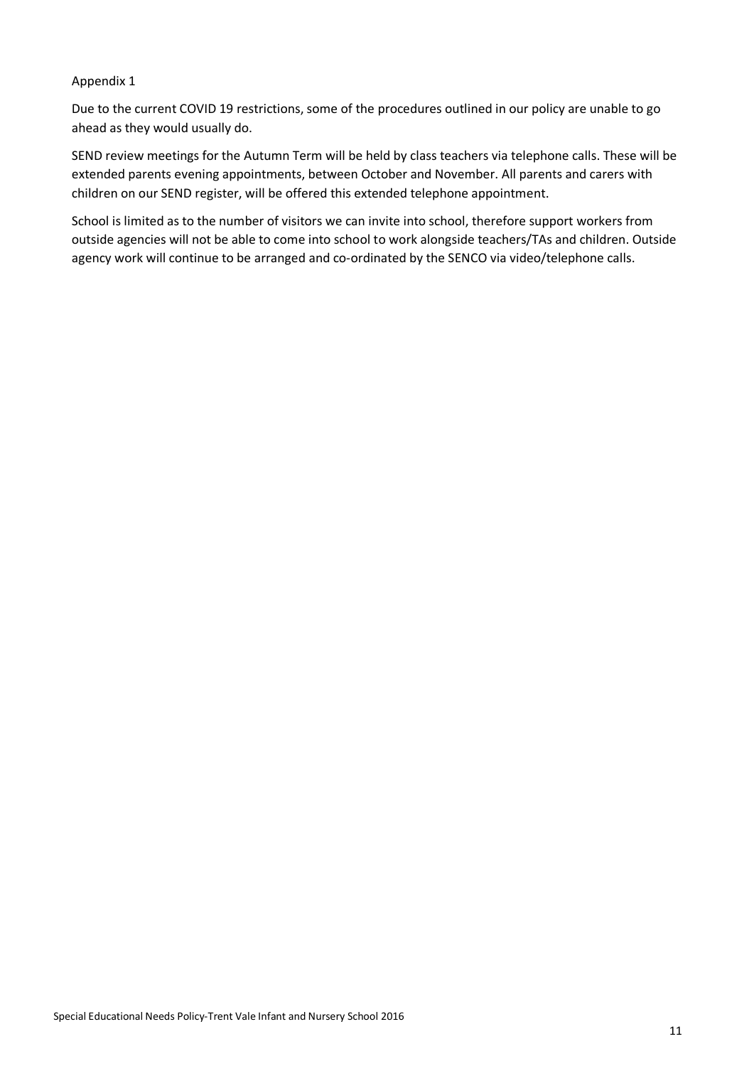Appendix 1

Due to the current COVID 19 restrictions, some of the procedures outlined in our policy are unable to go ahead as they would usually do.

SEND review meetings for the Autumn Term will be held by class teachers via telephone calls. These will be extended parents evening appointments, between October and November. All parents and carers with children on our SEND register, will be offered this extended telephone appointment.

School is limited as to the number of visitors we can invite into school, therefore support workers from outside agencies will not be able to come into school to work alongside teachers/TAs and children. Outside agency work will continue to be arranged and co-ordinated by the SENCO via video/telephone calls.